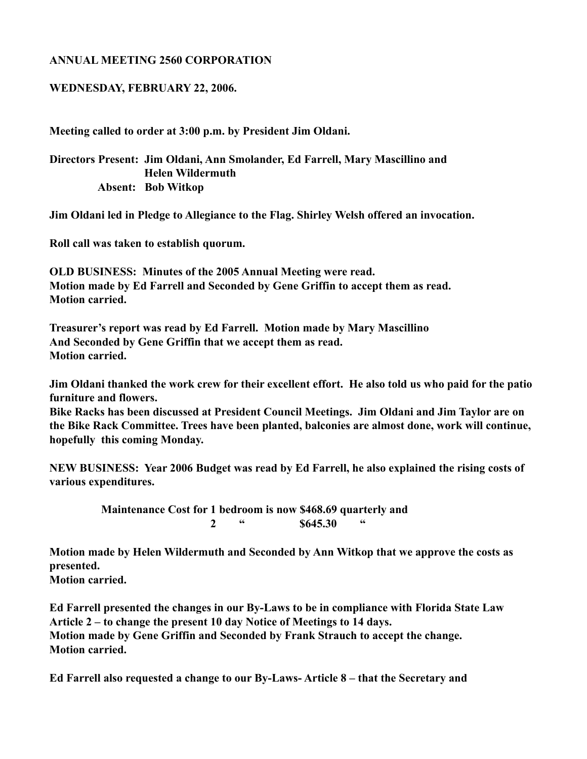**ANNUAL MEETING 2560 CORPORATION**

**WEDNESDAY, FEBRUARY 22, 2006.**

**Meeting called to order at 3:00 p.m. by President Jim Oldani.**

**Directors Present: Jim Oldani, Ann Smolander, Ed Farrell, Mary Mascillino and Helen Wildermuth**
**Absent: Bob Witkop**

**Jim Oldani led in Pledge to Allegiance to the Flag. Shirley Welsh offered an invocation.**

**Roll call was taken to establish quorum.**

**OLD BUSINESS: Minutes of the 2005 Annual Meeting were read.**
**Motion made by Ed Farrell and Seconded by Gene Griffin to accept them as read.**
**Motion carried.**

**Treasurer's report was read by Ed Farrell. Motion made by Mary Mascillino And Seconded by Gene Griffin that we accept them as read.**
**Motion carried.**

**Jim Oldani thanked the work crew for their excellent effort. He also told us who paid for the patio furniture and flowers.**
**Bike Racks has been discussed at President Council Meetings. Jim Oldani and Jim Taylor are on the Bike Rack Committee. Trees have been planted, balconies are almost done, work will continue, hopefully this coming Monday.**

**NEW BUSINESS: Year 2006 Budget was read by Ed Farrell, he also explained the rising costs of various expenditures.**

**Maintenance Cost for 1 bedroom is now \$468.69 quarterly and**
**2 " \$645.30 "**

**Motion made by Helen Wildermuth and Seconded by Ann Witkop that we approve the costs as presented.**
**Motion carried.**

**Ed Farrell presented the changes in our By-Laws to be in compliance with Florida State Law Article 2 – to change the present 10 day Notice of Meetings to 14 days.**
**Motion made by Gene Griffin and Seconded by Frank Strauch to accept the change.**
**Motion carried.**

**Ed Farrell also requested a change to our By-Laws- Article 8 – that the Secretary and**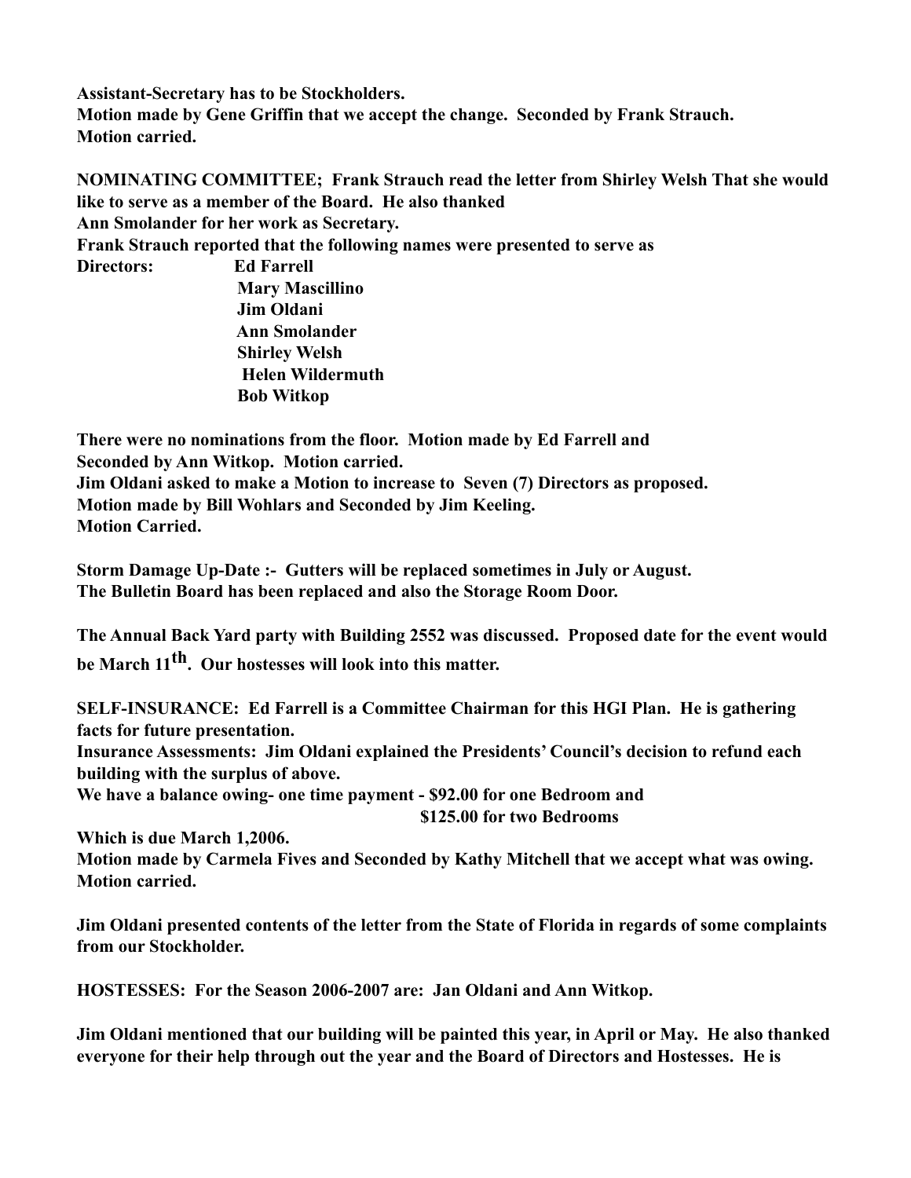**Assistant-Secretary has to be Stockholders.**
**Motion made by Gene Griffin that we accept the change. Seconded by Frank Strauch.**
**Motion carried.**

**NOMINATING COMMITTEE; Frank Strauch read the letter from Shirley Welsh That she would like to serve as a member of the Board. He also thanked**
**Ann Smolander for her work as Secretary.**
**Frank Strauch reported that the following names were presented to serve as**
**Directors: Ed Farrell**
**Mary Mascillino**
**Jim Oldani**
**Ann Smolander**
**Shirley Welsh**
**Helen Wildermuth**
**Bob Witkop**

**There were no nominations from the floor. Motion made by Ed Farrell and Seconded by Ann Witkop. Motion carried.**
**Jim Oldani asked to make a Motion to increase to Seven (7) Directors as proposed.**
**Motion made by Bill Wohlars and Seconded by Jim Keeling.**
**Motion Carried.**

**Storm Damage Up-Date :- Gutters will be replaced sometimes in July or August.**
**The Bulletin Board has been replaced and also the Storage Room Door.**

**The Annual Back Yard party with Building 2552 was discussed. Proposed date for the event would be March 11th. Our hostesses will look into this matter.**

**SELF-INSURANCE: Ed Farrell is a Committee Chairman for this HGI Plan. He is gathering facts for future presentation.**
**Insurance Assessments: Jim Oldani explained the Presidents' Council's decision to refund each building with the surplus of above.**
**We have a balance owing- one time payment - $92.00 for one Bedroom and**
**$125.00 for two Bedrooms**
**Which is due March 1,2006.**
**Motion made by Carmela Fives and Seconded by Kathy Mitchell that we accept what was owing.**
**Motion carried.**

**Jim Oldani presented contents of the letter from the State of Florida in regards of some complaints from our Stockholder.**

**HOSTESSES: For the Season 2006-2007 are: Jan Oldani and Ann Witkop.**

**Jim Oldani mentioned that our building will be painted this year, in April or May. He also thanked everyone for their help through out the year and the Board of Directors and Hostesses. He is**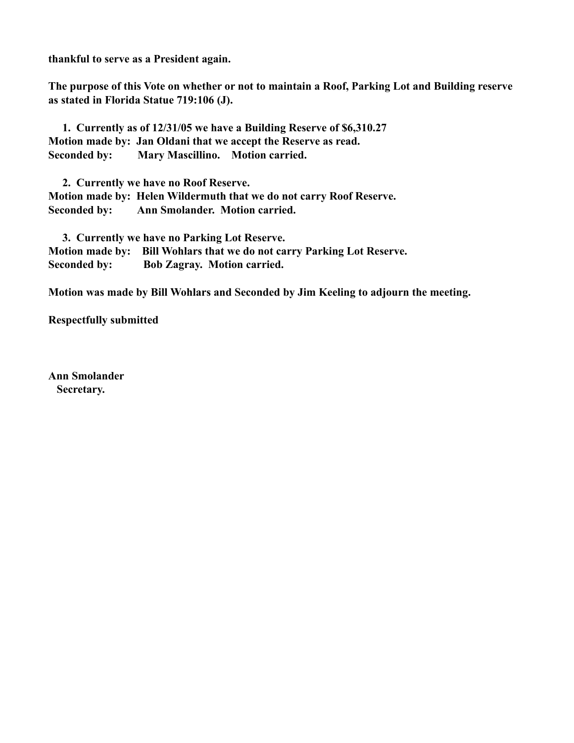**thankful to serve as a President again.**

**The purpose of this Vote on whether or not to maintain a Roof, Parking Lot and Building reserve as stated in Florida Statue 719:106 (J).**

1. **Currently as of 12/31/05 we have a Building Reserve of $6,310.27**

**Motion made by: Jan Oldani that we accept the Reserve as read.**
**Seconded by: Mary Mascillino. Motion carried.**

2. **Currently we have no Roof Reserve.**

**Motion made by: Helen Wildermuth that we do not carry Roof Reserve.**
**Seconded by: Ann Smolander. Motion carried.**

3. **Currently we have no Parking Lot Reserve.**

**Motion made by: Bill Wohlars that we do not carry Parking Lot Reserve.**
**Seconded by: Bob Zagray. Motion carried.**

**Motion was made by Bill Wohlars and Seconded by Jim Keeling to adjourn the meeting.**

**Respectfully submitted**

**Ann Smolander**
**Secretary.**